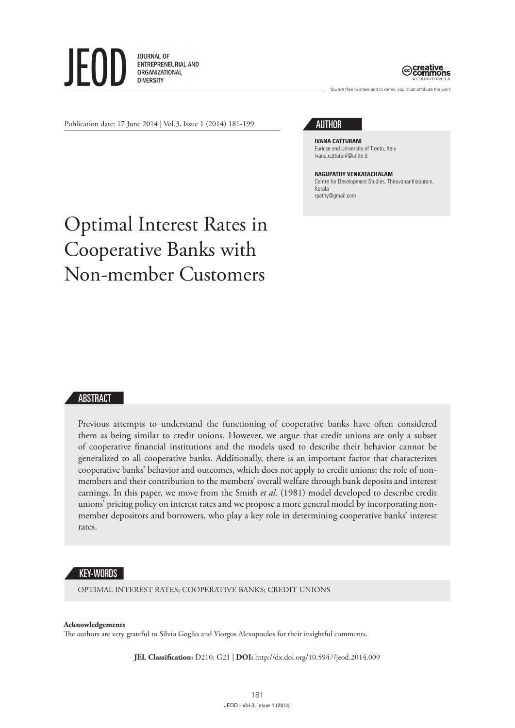JEOD JOURNAL OF ENTREPRENEURIAL AND ORGANIZATIONAL DIVERSITY

creative commons ATTRIBUTION 3.0

You are free to share and to remix, you must attribute the work

Publication date: 17 June 2014 | Vol.3, Issue 1 (2014) 181-199

## AUTHOR

**IVANA CATTURANI**
Euricse and University of Trento, Italy
ivana.catturani@unitn.it

**RAGUPATHY VENKATACHALAM**
Centre for Development Studies, Thiruvananthapuram, Kerala
rpathy@gmail.com

# Optimal Interest Rates in Cooperative Banks with Non-member Customers

## ABSTRACT

Previous attempts to understand the functioning of cooperative banks have often considered them as being similar to credit unions. However, we argue that credit unions are only a subset of cooperative financial institutions and the models used to describe their behavior cannot be generalized to all cooperative banks. Additionally, there is an important factor that characterizes cooperative banks' behavior and outcomes, which does not apply to credit unions: the role of non-members and their contribution to the members' overall welfare through bank deposits and interest earnings. In this paper, we move from the Smith *et al*. (1981) model developed to describe credit unions' pricing policy on interest rates and we propose a more general model by incorporating non-member depositors and borrowers, who play a key role in determining cooperative banks' interest rates.

## KEY-WORDS

OPTIMAL INTEREST RATES; COOPERATIVE BANKS; CREDIT UNIONS

**Acknowledgements**
The authors are very grateful to Silvio Goglio and Yiorgos Alexopoulos for their insightful comments.

**JEL Classification:** D210; G21 | **DOI:** http://dx.doi.org/10.5947/jeod.2014.009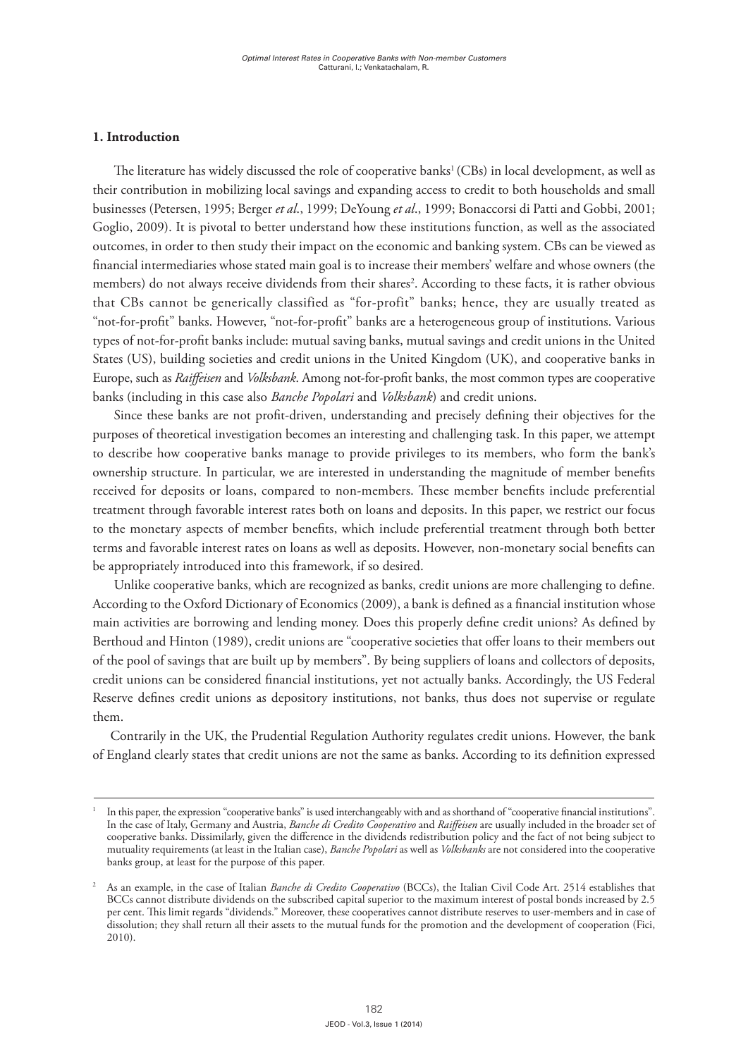## 1. Introduction

The literature has widely discussed the role of cooperative banks[1] (CBs) in local development, as well as their contribution in mobilizing local savings and expanding access to credit to both households and small businesses (Petersen, 1995; Berger *et al.*, 1999; DeYoung *et al.*, 1999; Bonaccorsi di Patti and Gobbi, 2001; Goglio, 2009). It is pivotal to better understand how these institutions function, as well as the associated outcomes, in order to then study their impact on the economic and banking system. CBs can be viewed as financial intermediaries whose stated main goal is to increase their members' welfare and whose owners (the members) do not always receive dividends from their shares[2]. According to these facts, it is rather obvious that CBs cannot be generically classified as "for-profit" banks; hence, they are usually treated as "not-for-profit" banks. However, "not-for-profit" banks are a heterogeneous group of institutions. Various types of not-for-profit banks include: mutual saving banks, mutual savings and credit unions in the United States (US), building societies and credit unions in the United Kingdom (UK), and cooperative banks in Europe, such as *Raiffeisen* and *Volksbank*. Among not-for-profit banks, the most common types are cooperative banks (including in this case also *Banche Popolari* and *Volksbank*) and credit unions.

Since these banks are not profit-driven, understanding and precisely defining their objectives for the purposes of theoretical investigation becomes an interesting and challenging task. In this paper, we attempt to describe how cooperative banks manage to provide privileges to its members, who form the bank's ownership structure. In particular, we are interested in understanding the magnitude of member benefits received for deposits or loans, compared to non-members. These member benefits include preferential treatment through favorable interest rates both on loans and deposits. In this paper, we restrict our focus to the monetary aspects of member benefits, which include preferential treatment through both better terms and favorable interest rates on loans as well as deposits. However, non-monetary social benefits can be appropriately introduced into this framework, if so desired.

Unlike cooperative banks, which are recognized as banks, credit unions are more challenging to define. According to the Oxford Dictionary of Economics (2009), a bank is defined as a financial institution whose main activities are borrowing and lending money. Does this properly define credit unions? As defined by Berthoud and Hinton (1989), credit unions are "cooperative societies that offer loans to their members out of the pool of savings that are built up by members". By being suppliers of loans and collectors of deposits, credit unions can be considered financial institutions, yet not actually banks. Accordingly, the US Federal Reserve defines credit unions as depository institutions, not banks, thus does not supervise or regulate them.

Contrarily in the UK, the Prudential Regulation Authority regulates credit unions. However, the bank of England clearly states that credit unions are not the same as banks. According to its definition expressed

---

[1] In this paper, the expression "cooperative banks" is used interchangeably with and as shorthand of "cooperative financial institutions". In the case of Italy, Germany and Austria, *Banche di Credito Cooperativo* and *Raiffeisen* are usually included in the broader set of cooperative banks. Dissimilarly, given the difference in the dividends redistribution policy and the fact of not being subject to mutuality requirements (at least in the Italian case), *Banche Popolari* as well as *Volksbanks* are not considered into the cooperative banks group, at least for the purpose of this paper.

[2] As an example, in the case of Italian *Banche di Credito Cooperativo* (BCCs), the Italian Civil Code Art. 2514 establishes that BCCs cannot distribute dividends on the subscribed capital superior to the maximum interest of postal bonds increased by 2.5 per cent. This limit regards "dividends." Moreover, these cooperatives cannot distribute reserves to user-members and in case of dissolution; they shall return all their assets to the mutual funds for the promotion and the development of cooperation (Fici, 2010).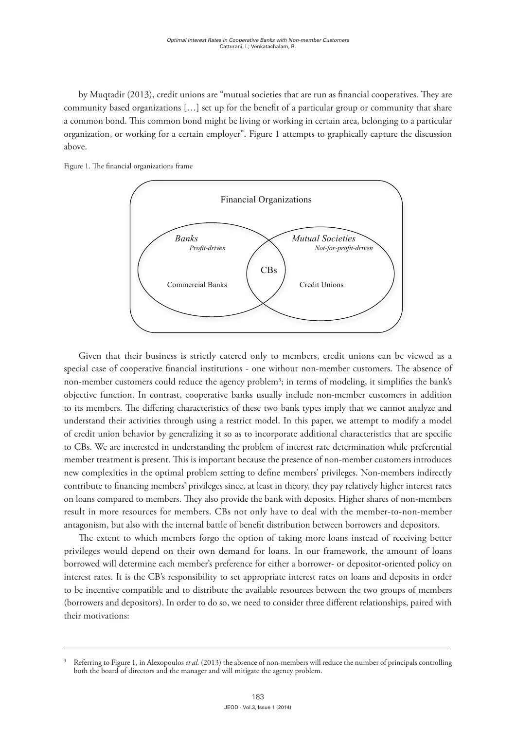by Muqtadir (2013), credit unions are "mutual societies that are run as financial cooperatives. They are community based organizations […] set up for the benefit of a particular group or community that share a common bond. This common bond might be living or working in certain area, belonging to a particular organization, or working for a certain employer". Figure 1 attempts to graphically capture the discussion above.

Figure 1. The financial organizations frame

Financial Organizations

*Banks*
*Profit-driven*

*Mutual Societies*
*Not-for-profit-driven*

CBs

Commercial Banks

Credit Unions

Given that their business is strictly catered only to members, credit unions can be viewed as a special case of cooperative financial institutions - one without non-member customers. The absence of non-member customers could reduce the agency problem[3]; in terms of modeling, it simplifies the bank's objective function. In contrast, cooperative banks usually include non-member customers in addition to its members. The differing characteristics of these two bank types imply that we cannot analyze and understand their activities through using a restrict model. In this paper, we attempt to modify a model of credit union behavior by generalizing it so as to incorporate additional characteristics that are specific to CBs. We are interested in understanding the problem of interest rate determination while preferential member treatment is present. This is important because the presence of non-member customers introduces new complexities in the optimal problem setting to define members' privileges. Non-members indirectly contribute to financing members' privileges since, at least in theory, they pay relatively higher interest rates on loans compared to members. They also provide the bank with deposits. Higher shares of non-members result in more resources for members. CBs not only have to deal with the member-to-non-member antagonism, but also with the internal battle of benefit distribution between borrowers and depositors.

The extent to which members forgo the option of taking more loans instead of receiving better privileges would depend on their own demand for loans. In our framework, the amount of loans borrowed will determine each member's preference for either a borrower- or depositor-oriented policy on interest rates. It is the CB's responsibility to set appropriate interest rates on loans and deposits in order to be incentive compatible and to distribute the available resources between the two groups of members (borrowers and depositors). In order to do so, we need to consider three different relationships, paired with their motivations:

---

[3] Referring to Figure 1, in Alexopoulos *et al.* (2013) the absence of non-members will reduce the number of principals controlling both the board of directors and the manager and will mitigate the agency problem.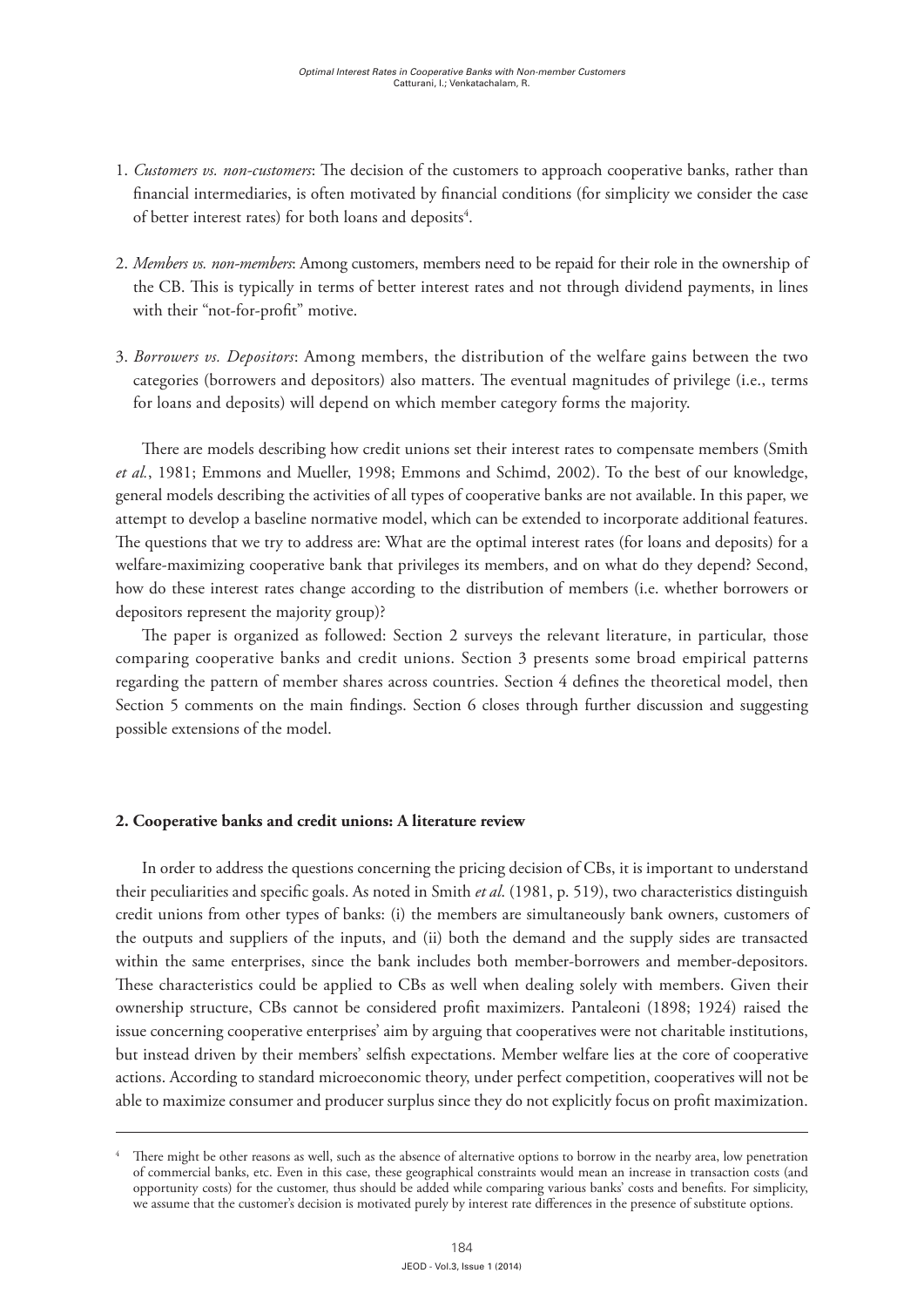1. *Customers vs. non-customers*: The decision of the customers to approach cooperative banks, rather than financial intermediaries, is often motivated by financial conditions (for simplicity we consider the case of better interest rates) for both loans and deposits[4].

2. *Members vs. non-members*: Among customers, members need to be repaid for their role in the ownership of the CB. This is typically in terms of better interest rates and not through dividend payments, in lines with their "not-for-profit" motive.

3. *Borrowers vs. Depositors*: Among members, the distribution of the welfare gains between the two categories (borrowers and depositors) also matters. The eventual magnitudes of privilege (i.e., terms for loans and deposits) will depend on which member category forms the majority.

There are models describing how credit unions set their interest rates to compensate members (Smith *et al.*, 1981; Emmons and Mueller, 1998; Emmons and Schimd, 2002). To the best of our knowledge, general models describing the activities of all types of cooperative banks are not available. In this paper, we attempt to develop a baseline normative model, which can be extended to incorporate additional features. The questions that we try to address are: What are the optimal interest rates (for loans and deposits) for a welfare-maximizing cooperative bank that privileges its members, and on what do they depend? Second, how do these interest rates change according to the distribution of members (i.e. whether borrowers or depositors represent the majority group)?

The paper is organized as followed: Section 2 surveys the relevant literature, in particular, those comparing cooperative banks and credit unions. Section 3 presents some broad empirical patterns regarding the pattern of member shares across countries. Section 4 defines the theoretical model, then Section 5 comments on the main findings. Section 6 closes through further discussion and suggesting possible extensions of the model.

## 2. Cooperative banks and credit unions: A literature review

In order to address the questions concerning the pricing decision of CBs, it is important to understand their peculiarities and specific goals. As noted in Smith *et al*. (1981, p. 519), two characteristics distinguish credit unions from other types of banks: (i) the members are simultaneously bank owners, customers of the outputs and suppliers of the inputs, and (ii) both the demand and the supply sides are transacted within the same enterprises, since the bank includes both member-borrowers and member-depositors. These characteristics could be applied to CBs as well when dealing solely with members. Given their ownership structure, CBs cannot be considered profit maximizers. Pantaleoni (1898; 1924) raised the issue concerning cooperative enterprises' aim by arguing that cooperatives were not charitable institutions, but instead driven by their members' selfish expectations. Member welfare lies at the core of cooperative actions. According to standard microeconomic theory, under perfect competition, cooperatives will not be able to maximize consumer and producer surplus since they do not explicitly focus on profit maximization.

---

[4] There might be other reasons as well, such as the absence of alternative options to borrow in the nearby area, low penetration of commercial banks, etc. Even in this case, these geographical constraints would mean an increase in transaction costs (and opportunity costs) for the customer, thus should be added while comparing various banks' costs and benefits. For simplicity, we assume that the customer's decision is motivated purely by interest rate differences in the presence of substitute options.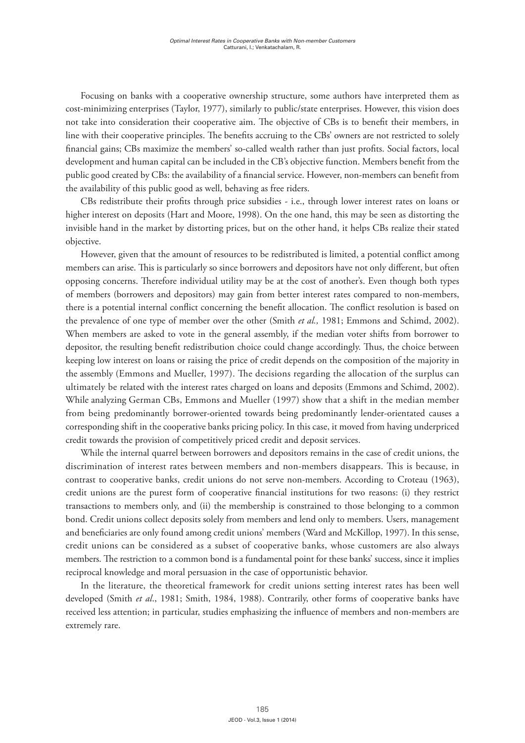Focusing on banks with a cooperative ownership structure, some authors have interpreted them as cost-minimizing enterprises (Taylor, 1977), similarly to public/state enterprises. However, this vision does not take into consideration their cooperative aim. The objective of CBs is to benefit their members, in line with their cooperative principles. The benefits accruing to the CBs' owners are not restricted to solely financial gains; CBs maximize the members' so-called wealth rather than just profits. Social factors, local development and human capital can be included in the CB's objective function. Members benefit from the public good created by CBs: the availability of a financial service. However, non-members can benefit from the availability of this public good as well, behaving as free riders.

CBs redistribute their profits through price subsidies - i.e., through lower interest rates on loans or higher interest on deposits (Hart and Moore, 1998). On the one hand, this may be seen as distorting the invisible hand in the market by distorting prices, but on the other hand, it helps CBs realize their stated objective.

However, given that the amount of resources to be redistributed is limited, a potential conflict among members can arise. This is particularly so since borrowers and depositors have not only different, but often opposing concerns. Therefore individual utility may be at the cost of another's. Even though both types of members (borrowers and depositors) may gain from better interest rates compared to non-members, there is a potential internal conflict concerning the benefit allocation. The conflict resolution is based on the prevalence of one type of member over the other (Smith *et al.,* 1981; Emmons and Schimd, 2002). When members are asked to vote in the general assembly, if the median voter shifts from borrower to depositor, the resulting benefit redistribution choice could change accordingly. Thus, the choice between keeping low interest on loans or raising the price of credit depends on the composition of the majority in the assembly (Emmons and Mueller, 1997). The decisions regarding the allocation of the surplus can ultimately be related with the interest rates charged on loans and deposits (Emmons and Schimd, 2002). While analyzing German CBs, Emmons and Mueller (1997) show that a shift in the median member from being predominantly borrower-oriented towards being predominantly lender-orientated causes a corresponding shift in the cooperative banks pricing policy. In this case, it moved from having underpriced credit towards the provision of competitively priced credit and deposit services.

While the internal quarrel between borrowers and depositors remains in the case of credit unions, the discrimination of interest rates between members and non-members disappears. This is because, in contrast to cooperative banks, credit unions do not serve non-members. According to Croteau (1963), credit unions are the purest form of cooperative financial institutions for two reasons: (i) they restrict transactions to members only, and (ii) the membership is constrained to those belonging to a common bond. Credit unions collect deposits solely from members and lend only to members. Users, management and beneficiaries are only found among credit unions' members (Ward and McKillop, 1997). In this sense, credit unions can be considered as a subset of cooperative banks, whose customers are also always members. The restriction to a common bond is a fundamental point for these banks' success, since it implies reciprocal knowledge and moral persuasion in the case of opportunistic behavior.

In the literature, the theoretical framework for credit unions setting interest rates has been well developed (Smith *et al*., 1981; Smith, 1984, 1988). Contrarily, other forms of cooperative banks have received less attention; in particular, studies emphasizing the influence of members and non-members are extremely rare.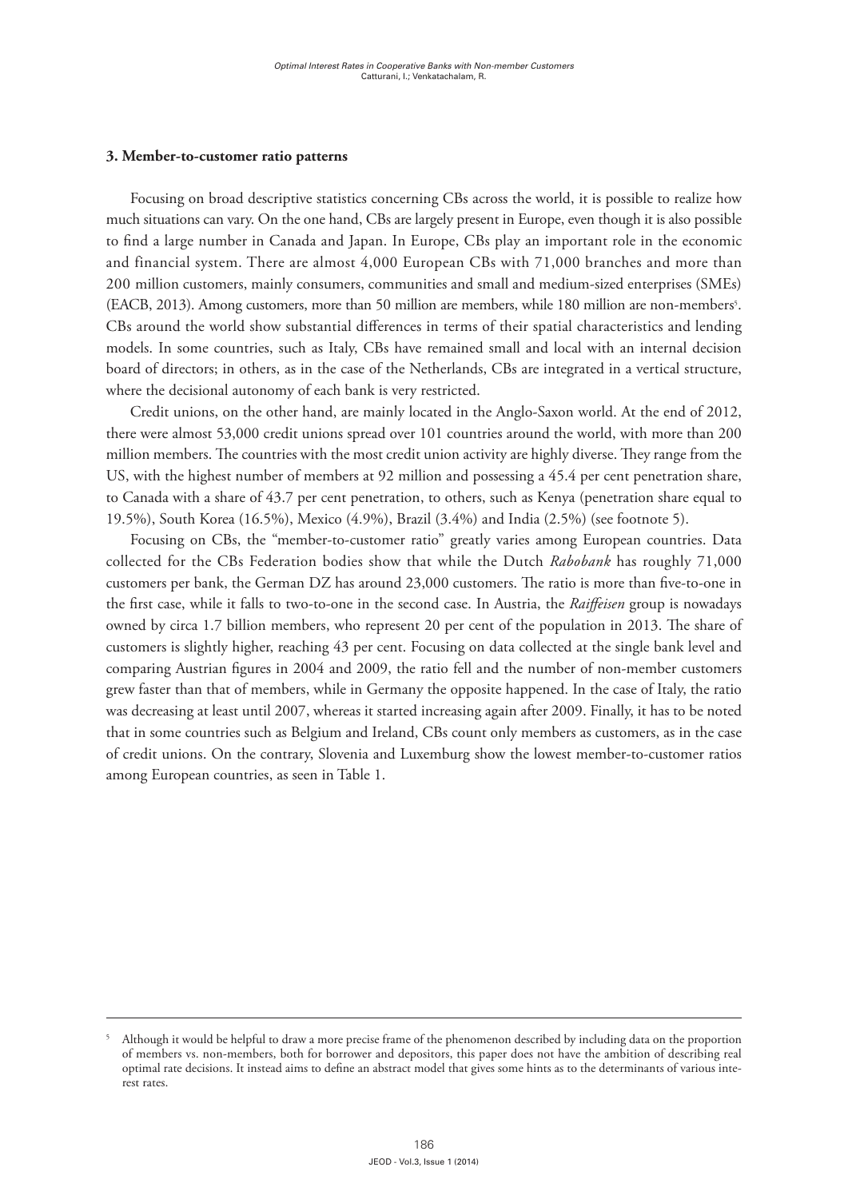### 3. Member-to-customer ratio patterns

Focusing on broad descriptive statistics concerning CBs across the world, it is possible to realize how much situations can vary. On the one hand, CBs are largely present in Europe, even though it is also possible to find a large number in Canada and Japan. In Europe, CBs play an important role in the economic and financial system. There are almost 4,000 European CBs with 71,000 branches and more than 200 million customers, mainly consumers, communities and small and medium-sized enterprises (SMEs) (EACB, 2013). Among customers, more than 50 million are members, while 180 million are non-members[5]. CBs around the world show substantial differences in terms of their spatial characteristics and lending models. In some countries, such as Italy, CBs have remained small and local with an internal decision board of directors; in others, as in the case of the Netherlands, CBs are integrated in a vertical structure, where the decisional autonomy of each bank is very restricted.

Credit unions, on the other hand, are mainly located in the Anglo-Saxon world. At the end of 2012, there were almost 53,000 credit unions spread over 101 countries around the world, with more than 200 million members. The countries with the most credit union activity are highly diverse. They range from the US, with the highest number of members at 92 million and possessing a 45.4 per cent penetration share, to Canada with a share of 43.7 per cent penetration, to others, such as Kenya (penetration share equal to 19.5%), South Korea (16.5%), Mexico (4.9%), Brazil (3.4%) and India (2.5%) (see footnote 5).

Focusing on CBs, the "member-to-customer ratio" greatly varies among European countries. Data collected for the CBs Federation bodies show that while the Dutch *Rabobank* has roughly 71,000 customers per bank, the German DZ has around 23,000 customers. The ratio is more than five-to-one in the first case, while it falls to two-to-one in the second case. In Austria, the *Raiffeisen* group is nowadays owned by circa 1.7 billion members, who represent 20 per cent of the population in 2013. The share of customers is slightly higher, reaching 43 per cent. Focusing on data collected at the single bank level and comparing Austrian figures in 2004 and 2009, the ratio fell and the number of non-member customers grew faster than that of members, while in Germany the opposite happened. In the case of Italy, the ratio was decreasing at least until 2007, whereas it started increasing again after 2009. Finally, it has to be noted that in some countries such as Belgium and Ireland, CBs count only members as customers, as in the case of credit unions. On the contrary, Slovenia and Luxemburg show the lowest member-to-customer ratios among European countries, as seen in Table 1.

---

[5] Although it would be helpful to draw a more precise frame of the phenomenon described by including data on the proportion of members vs. non-members, both for borrower and depositors, this paper does not have the ambition of describing real optimal rate decisions. It instead aims to define an abstract model that gives some hints as to the determinants of various interest rates.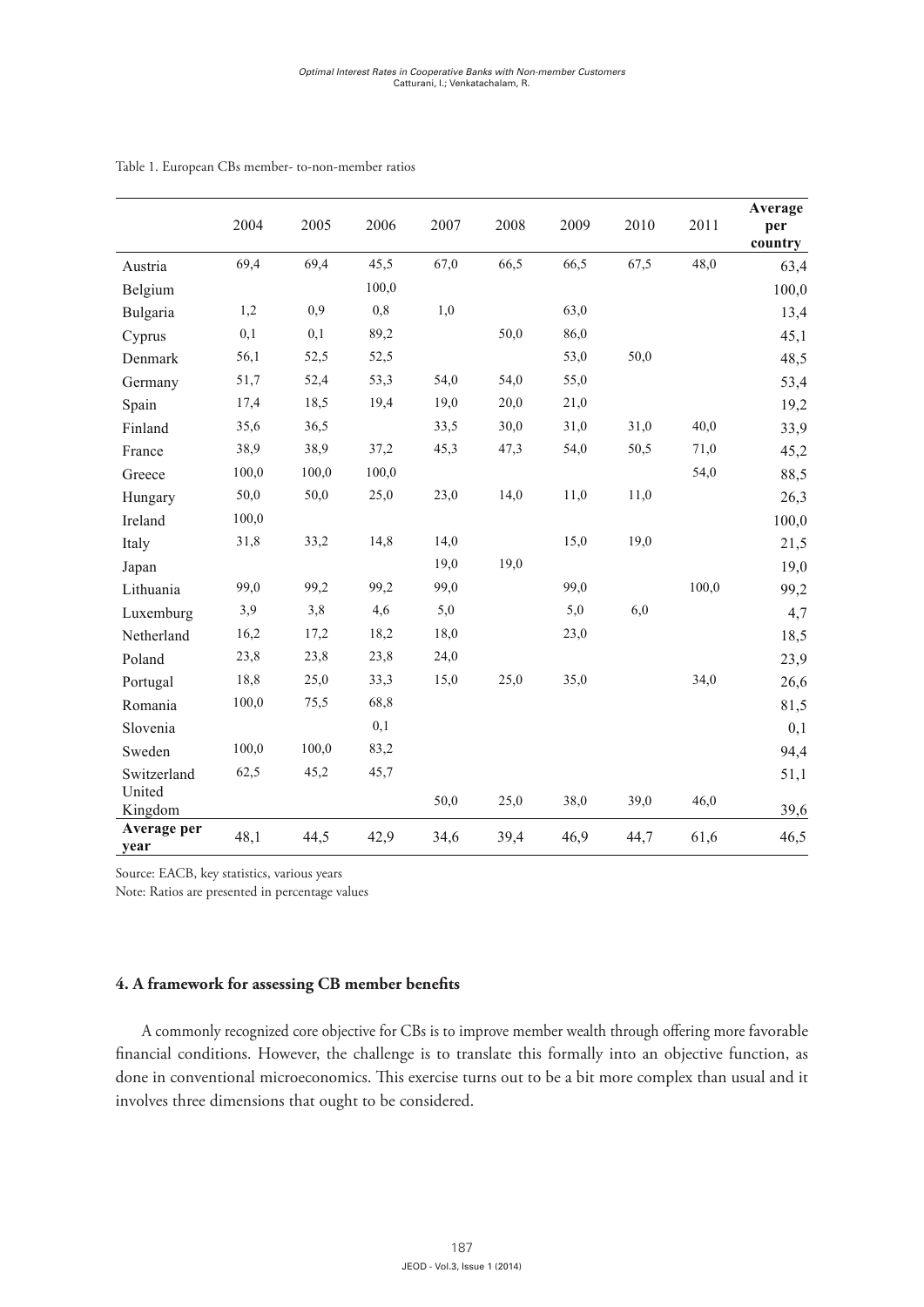Table 1. European CBs member- to-non-member ratios

| | 2004 | 2005 | 2006 | 2007 | 2008 | 2009 | 2010 | 2011 | Average per country |
|---|---|---|---|---|---|---|---|---|---|
| Austria | 69,4 | 69,4 | 45,5 | 67,0 | 66,5 | 66,5 | 67,5 | 48,0 | 63,4 |
| Belgium | | | 100,0 | | | | | | 100,0 |
| Bulgaria | 1,2 | 0,9 | 0,8 | 1,0 | | 63,0 | | | 13,4 |
| Cyprus | 0,1 | 0,1 | 89,2 | | 50,0 | 86,0 | | | 45,1 |
| Denmark | 56,1 | 52,5 | 52,5 | | | 53,0 | 50,0 | | 48,5 |
| Germany | 51,7 | 52,4 | 53,3 | 54,0 | 54,0 | 55,0 | | | 53,4 |
| Spain | 17,4 | 18,5 | 19,4 | 19,0 | 20,0 | 21,0 | | | 19,2 |
| Finland | 35,6 | 36,5 | | 33,5 | 30,0 | 31,0 | 31,0 | 40,0 | 33,9 |
| France | 38,9 | 38,9 | 37,2 | 45,3 | 47,3 | 54,0 | 50,5 | 71,0 | 45,2 |
| Greece | 100,0 | 100,0 | 100,0 | | | | | 54,0 | 88,5 |
| Hungary | 50,0 | 50,0 | 25,0 | 23,0 | 14,0 | 11,0 | 11,0 | | 26,3 |
| Ireland | 100,0 | | | | | | | | 100,0 |
| Italy | 31,8 | 33,2 | 14,8 | 14,0 | | 15,0 | 19,0 | | 21,5 |
| Japan | | | | 19,0 | 19,0 | | | | 19,0 |
| Lithuania | 99,0 | 99,2 | 99,2 | 99,0 | | 99,0 | | 100,0 | 99,2 |
| Luxemburg | 3,9 | 3,8 | 4,6 | 5,0 | | 5,0 | 6,0 | | 4,7 |
| Netherland | 16,2 | 17,2 | 18,2 | 18,0 | | 23,0 | | | 18,5 |
| Poland | 23,8 | 23,8 | 23,8 | 24,0 | | | | | 23,9 |
| Portugal | 18,8 | 25,0 | 33,3 | 15,0 | 25,0 | 35,0 | | 34,0 | 26,6 |
| Romania | 100,0 | 75,5 | 68,8 | | | | | | 81,5 |
| Slovenia | | | 0,1 | | | | | | 0,1 |
| Sweden | 100,0 | 100,0 | 83,2 | | | | | | 94,4 |
| Switzerland | 62,5 | 45,2 | 45,7 | | | | | | 51,1 |
| United Kingdom | | | | 50,0 | 25,0 | 38,0 | 39,0 | 46,0 | 39,6 |
| **Average per year** | 48,1 | 44,5 | 42,9 | 34,6 | 39,4 | 46,9 | 44,7 | 61,6 | 46,5 |

Source: EACB, key statistics, various years

Note: Ratios are presented in percentage values

## 4. A framework for assessing CB member benefits

A commonly recognized core objective for CBs is to improve member wealth through offering more favorable financial conditions. However, the challenge is to translate this formally into an objective function, as done in conventional microeconomics. This exercise turns out to be a bit more complex than usual and it involves three dimensions that ought to be considered.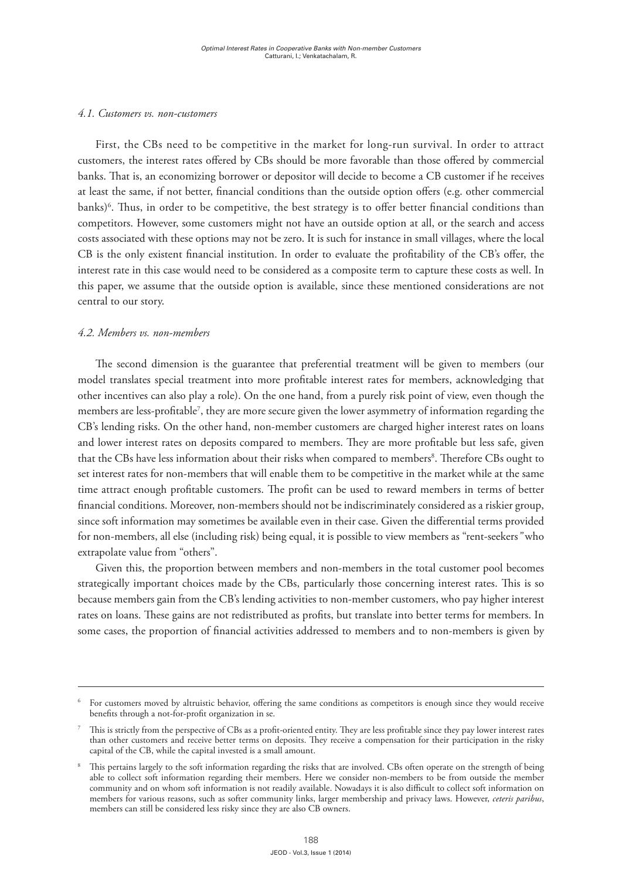#### *4.1. Customers vs. non-customers*

First, the CBs need to be competitive in the market for long-run survival. In order to attract customers, the interest rates offered by CBs should be more favorable than those offered by commercial banks. That is, an economizing borrower or depositor will decide to become a CB customer if he receives at least the same, if not better, financial conditions than the outside option offers (e.g. other commercial banks)[6]. Thus, in order to be competitive, the best strategy is to offer better financial conditions than competitors. However, some customers might not have an outside option at all, or the search and access costs associated with these options may not be zero. It is such for instance in small villages, where the local CB is the only existent financial institution. In order to evaluate the profitability of the CB's offer, the interest rate in this case would need to be considered as a composite term to capture these costs as well. In this paper, we assume that the outside option is available, since these mentioned considerations are not central to our story.

#### *4.2. Members vs. non-members*

The second dimension is the guarantee that preferential treatment will be given to members (our model translates special treatment into more profitable interest rates for members, acknowledging that other incentives can also play a role). On the one hand, from a purely risk point of view, even though the members are less-profitable[7], they are more secure given the lower asymmetry of information regarding the CB's lending risks. On the other hand, non-member customers are charged higher interest rates on loans and lower interest rates on deposits compared to members. They are more profitable but less safe, given that the CBs have less information about their risks when compared to members[8]. Therefore CBs ought to set interest rates for non-members that will enable them to be competitive in the market while at the same time attract enough profitable customers. The profit can be used to reward members in terms of better financial conditions. Moreover, non-members should not be indiscriminately considered as a riskier group, since soft information may sometimes be available even in their case. Given the differential terms provided for non-members, all else (including risk) being equal, it is possible to view members as "rent-seekers*"* who extrapolate value from "others".

Given this, the proportion between members and non-members in the total customer pool becomes strategically important choices made by the CBs, particularly those concerning interest rates. This is so because members gain from the CB's lending activities to non-member customers, who pay higher interest rates on loans. These gains are not redistributed as profits, but translate into better terms for members. In some cases, the proportion of financial activities addressed to members and to non-members is given by

---

[6] For customers moved by altruistic behavior, offering the same conditions as competitors is enough since they would receive benefits through a not-for-profit organization in se.

[7] This is strictly from the perspective of CBs as a profit-oriented entity. They are less profitable since they pay lower interest rates than other customers and receive better terms on deposits. They receive a compensation for their participation in the risky capital of the CB, while the capital invested is a small amount.

[8] This pertains largely to the soft information regarding the risks that are involved. CBs often operate on the strength of being able to collect soft information regarding their members. Here we consider non-members to be from outside the member community and on whom soft information is not readily available. Nowadays it is also difficult to collect soft information on members for various reasons, such as softer community links, larger membership and privacy laws. However, *ceteris paribus*, members can still be considered less risky since they are also CB owners.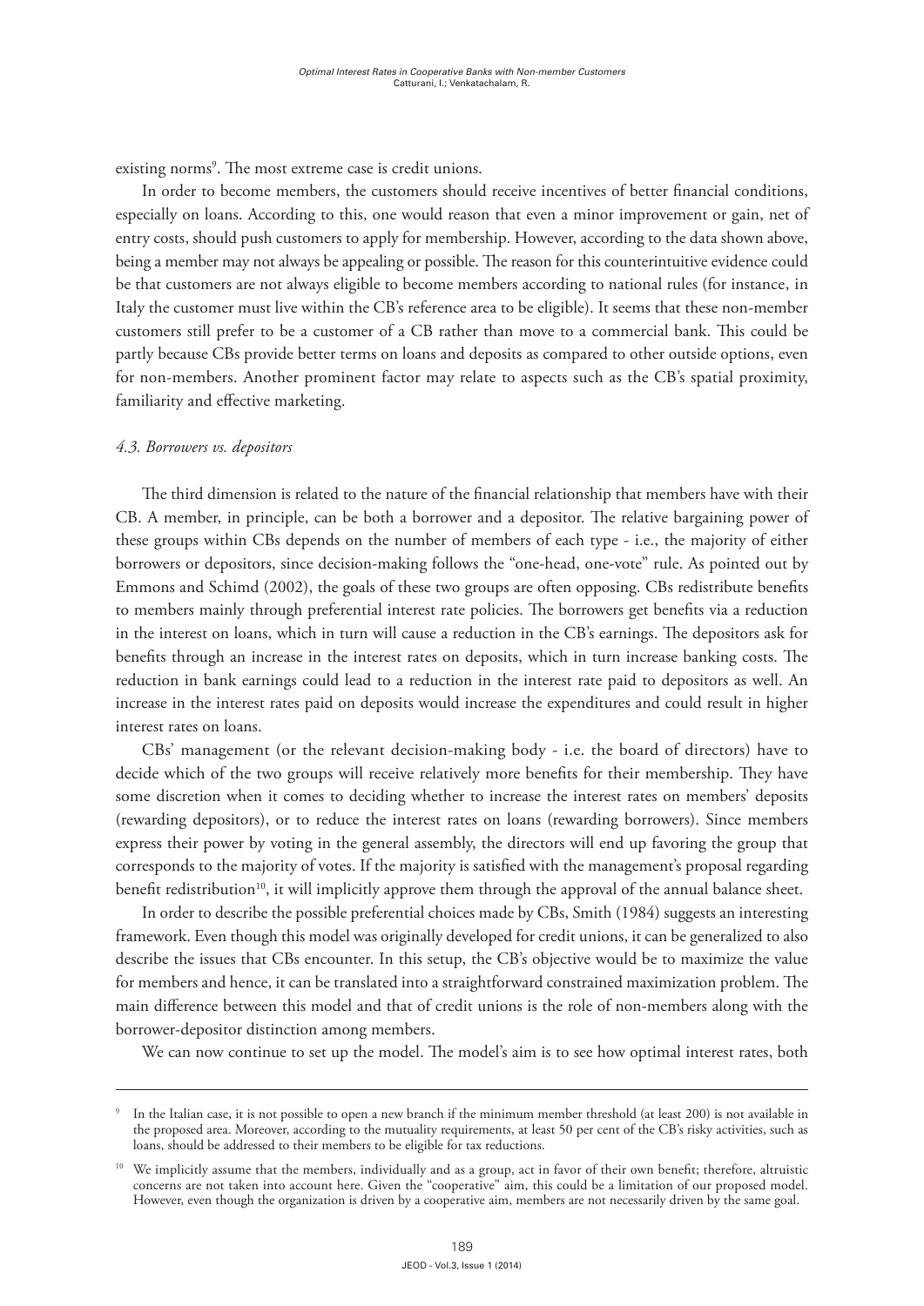existing norms[9]. The most extreme case is credit unions.

In order to become members, the customers should receive incentives of better financial conditions, especially on loans. According to this, one would reason that even a minor improvement or gain, net of entry costs, should push customers to apply for membership. However, according to the data shown above, being a member may not always be appealing or possible. The reason for this counterintuitive evidence could be that customers are not always eligible to become members according to national rules (for instance, in Italy the customer must live within the CB's reference area to be eligible). It seems that these non-member customers still prefer to be a customer of a CB rather than move to a commercial bank. This could be partly because CBs provide better terms on loans and deposits as compared to other outside options, even for non-members. Another prominent factor may relate to aspects such as the CB's spatial proximity, familiarity and effective marketing.

### *4.3. Borrowers vs. depositors*

The third dimension is related to the nature of the financial relationship that members have with their CB. A member, in principle, can be both a borrower and a depositor. The relative bargaining power of these groups within CBs depends on the number of members of each type - i.e., the majority of either borrowers or depositors, since decision-making follows the "one-head, one-vote" rule. As pointed out by Emmons and Schimd (2002), the goals of these two groups are often opposing. CBs redistribute benefits to members mainly through preferential interest rate policies. The borrowers get benefits via a reduction in the interest on loans, which in turn will cause a reduction in the CB's earnings. The depositors ask for benefits through an increase in the interest rates on deposits, which in turn increase banking costs. The reduction in bank earnings could lead to a reduction in the interest rate paid to depositors as well. An increase in the interest rates paid on deposits would increase the expenditures and could result in higher interest rates on loans.

CBs' management (or the relevant decision-making body - i.e. the board of directors) have to decide which of the two groups will receive relatively more benefits for their membership. They have some discretion when it comes to deciding whether to increase the interest rates on members' deposits (rewarding depositors), or to reduce the interest rates on loans (rewarding borrowers). Since members express their power by voting in the general assembly, the directors will end up favoring the group that corresponds to the majority of votes. If the majority is satisfied with the management's proposal regarding benefit redistribution[10], it will implicitly approve them through the approval of the annual balance sheet.

In order to describe the possible preferential choices made by CBs, Smith (1984) suggests an interesting framework. Even though this model was originally developed for credit unions, it can be generalized to also describe the issues that CBs encounter. In this setup, the CB's objective would be to maximize the value for members and hence, it can be translated into a straightforward constrained maximization problem. The main difference between this model and that of credit unions is the role of non-members along with the borrower-depositor distinction among members.

We can now continue to set up the model. The model's aim is to see how optimal interest rates, both

---

[9] In the Italian case, it is not possible to open a new branch if the minimum member threshold (at least 200) is not available in the proposed area. Moreover, according to the mutuality requirements, at least 50 per cent of the CB's risky activities, such as loans, should be addressed to their members to be eligible for tax reductions.

[10] We implicitly assume that the members, individually and as a group, act in favor of their own benefit; therefore, altruistic concerns are not taken into account here. Given the "cooperative" aim, this could be a limitation of our proposed model. However, even though the organization is driven by a cooperative aim, members are not necessarily driven by the same goal.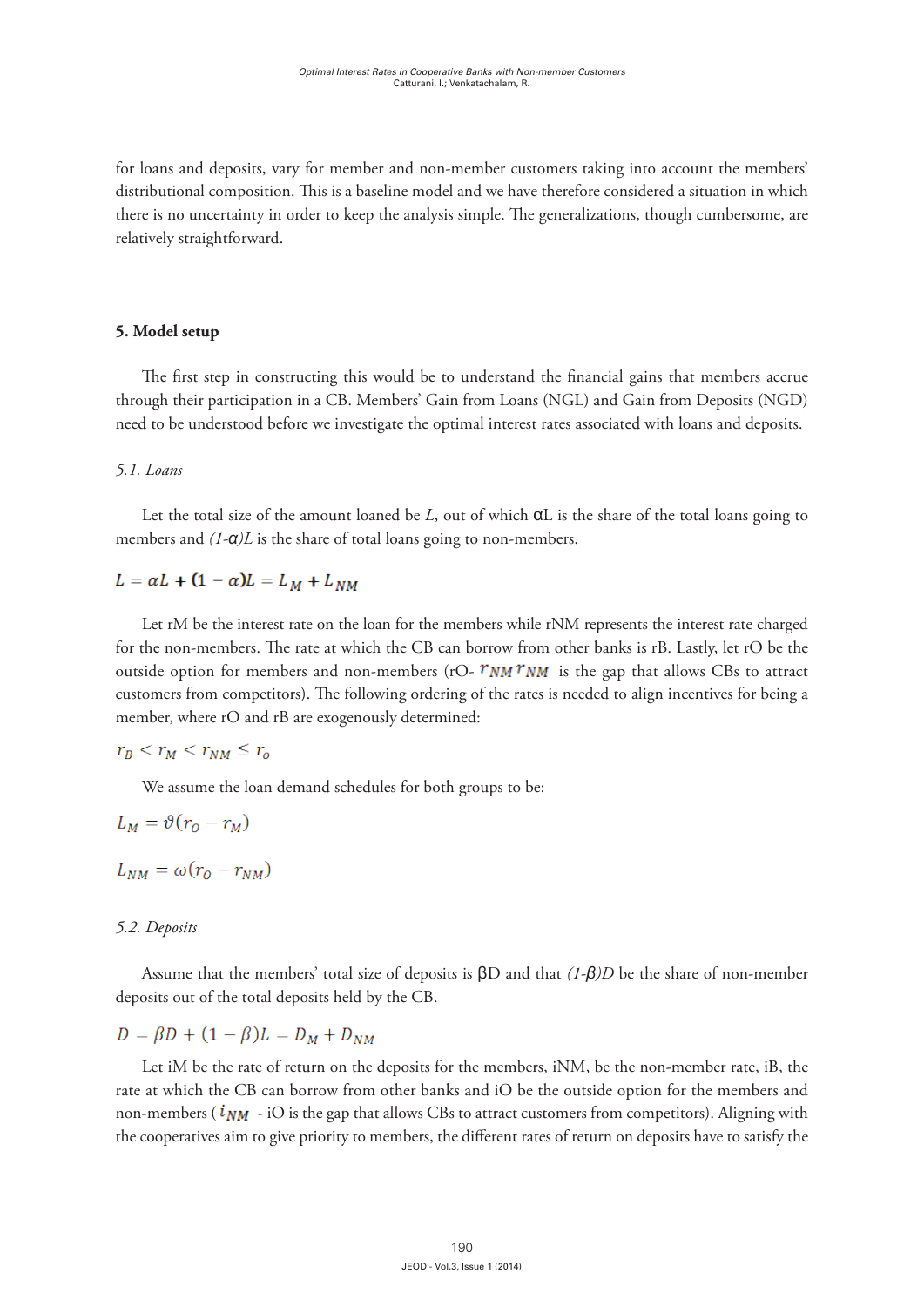for loans and deposits, vary for member and non-member customers taking into account the members' distributional composition. This is a baseline model and we have therefore considered a situation in which there is no uncertainty in order to keep the analysis simple. The generalizations, though cumbersome, are relatively straightforward.

## 5. Model setup

The first step in constructing this would be to understand the financial gains that members accrue through their participation in a CB. Members' Gain from Loans (NGL) and Gain from Deposits (NGD) need to be understood before we investigate the optimal interest rates associated with loans and deposits.

### *5.1. Loans*

Let the total size of the amount loaned be $L$, out of which $\alpha L$ is the share of the total loans going to members and $(1-\alpha)L$ is the share of total loans going to non-members.

$$L = \alpha L + (1 - \alpha)L = L_M + L_{NM}$$

Let rM be the interest rate on the loan for the members while rNM represents the interest rate charged for the non-members. The rate at which the CB can borrow from other banks is rB. Lastly, let rO be the outside option for members and non-members (rO- $r_{NM} r_{NM}$ is the gap that allows CBs to attract customers from competitors). The following ordering of the rates is needed to align incentives for being a member, where rO and rB are exogenously determined:

$$r_B < r_M < r_{NM} \leq r_o$$

We assume the loan demand schedules for both groups to be:

$$L_M = \vartheta(r_O - r_M)$$

$$L_{NM} = \omega(r_O - r_{NM})$$

### *5.2. Deposits*

Assume that the members' total size of deposits is $\beta D$ and that $(1-\beta)D$ be the share of non-member deposits out of the total deposits held by the CB.

$$D = \beta D + (1 - \beta)L = D_M + D_{NM}$$

Let iM be the rate of return on the deposits for the members, iNM, be the non-member rate, iB, the rate at which the CB can borrow from other banks and iO be the outside option for the members and non-members ( $i_{NM}$ - iO is the gap that allows CBs to attract customers from competitors). Aligning with the cooperatives aim to give priority to members, the different rates of return on deposits have to satisfy the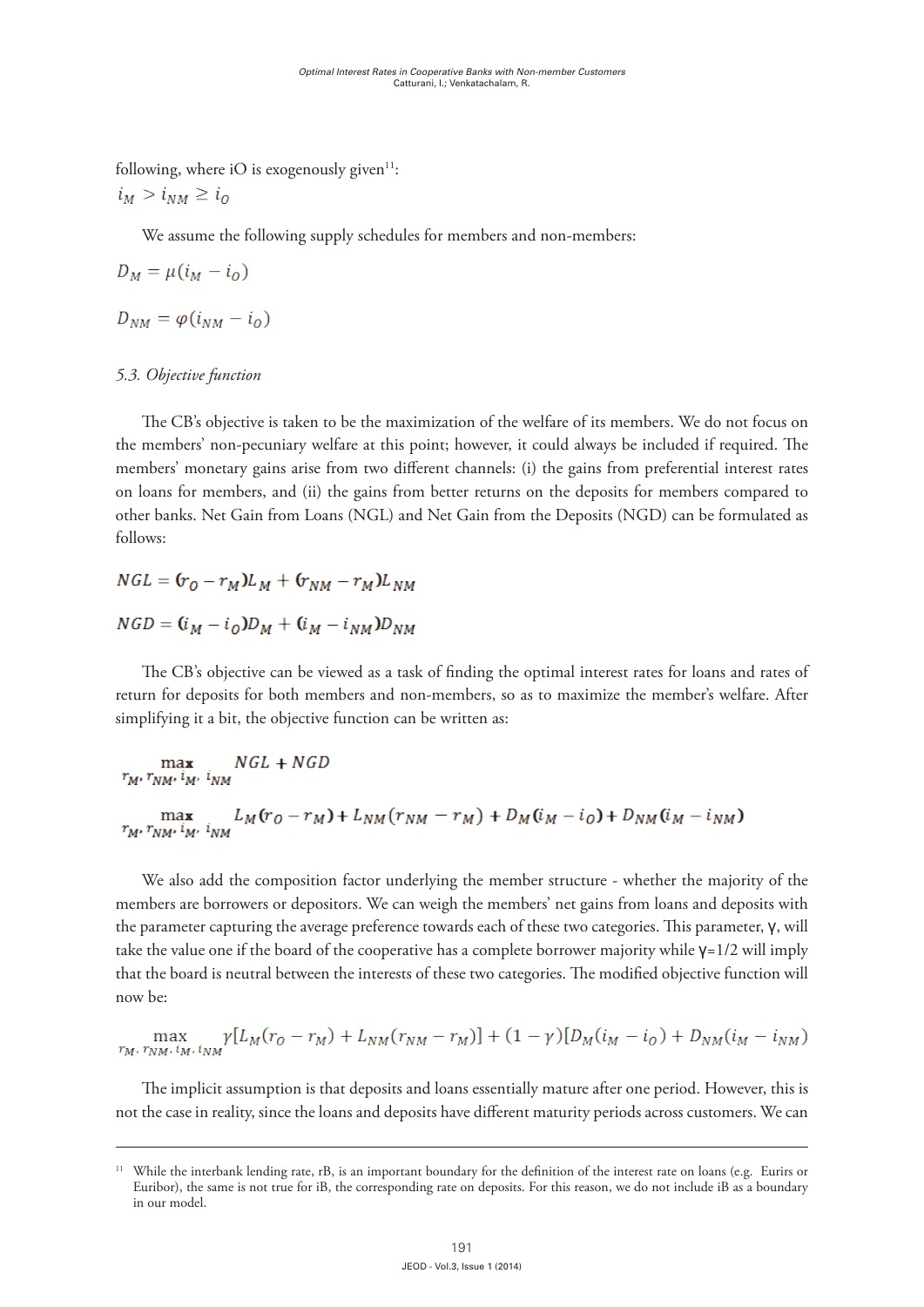following, where iO is exogenously given[11]:

$i_M > i_{NM} \geq i_O$

We assume the following supply schedules for members and non-members:

$$D_M = \mu(i_M - i_O)$$

$$D_{NM} = \varphi(i_{NM} - i_O)$$

*5.3. Objective function*

The CB's objective is taken to be the maximization of the welfare of its members. We do not focus on the members' non-pecuniary welfare at this point; however, it could always be included if required. The members' monetary gains arise from two different channels: (i) the gains from preferential interest rates on loans for members, and (ii) the gains from better returns on the deposits for members compared to other banks. Net Gain from Loans (NGL) and Net Gain from the Deposits (NGD) can be formulated as follows:

$$NGL = (r_O - r_M)L_M + (r_{NM} - r_M)L_{NM}$$

$$NGD = (i_M - i_O)D_M + (i_M - i_{NM})D_{NM}$$

The CB's objective can be viewed as a task of finding the optimal interest rates for loans and rates of return for deposits for both members and non-members, so as to maximize the member's welfare. After simplifying it a bit, the objective function can be written as:

$$\max_{r_M,\, r_{NM},\, i_M,\, i_{NM}} \quad NGL + NGD$$

$$\max_{r_M,\, r_{NM},\, i_M,\, i_{NM}} \quad L_M(r_O - r_M) + L_{NM}(r_{NM} - r_M) + D_M(i_M - i_O) + D_{NM}(i_M - i_{NM})$$

We also add the composition factor underlying the member structure - whether the majority of the members are borrowers or depositors. We can weigh the members' net gains from loans and deposits with the parameter capturing the average preference towards each of these two categories. This parameter, γ, will take the value one if the board of the cooperative has a complete borrower majority while γ=1/2 will imply that the board is neutral between the interests of these two categories. The modified objective function will now be:

$$\max_{r_M,\, r_{NM},\, i_M,\, i_{NM}} \gamma[L_M(r_O - r_M) + L_{NM}(r_{NM} - r_M)] + (1-\gamma)[D_M(i_M - i_O) + D_{NM}(i_M - i_{NM})$$

The implicit assumption is that deposits and loans essentially mature after one period. However, this is not the case in reality, since the loans and deposits have different maturity periods across customers. We can

[11] While the interbank lending rate, rB, is an important boundary for the definition of the interest rate on loans (e.g. Eurirs or Euribor), the same is not true for iB, the corresponding rate on deposits. For this reason, we do not include iB as a boundary in our model.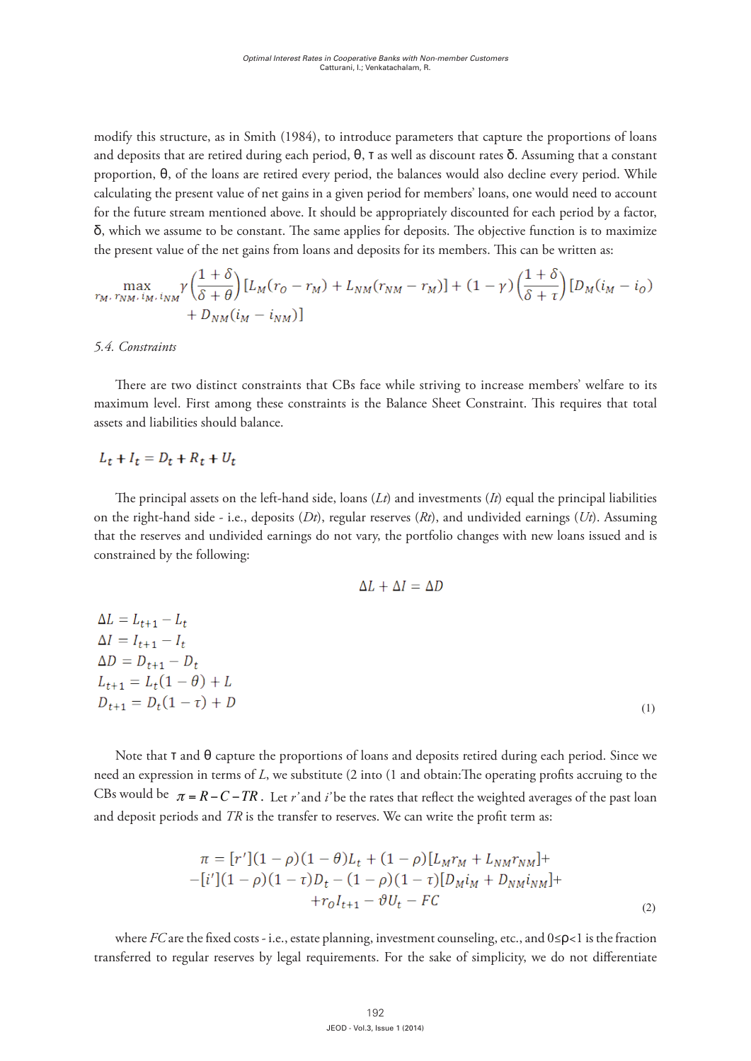modify this structure, as in Smith (1984), to introduce parameters that capture the proportions of loans and deposits that are retired during each period, θ, τ as well as discount rates δ. Assuming that a constant proportion, θ, of the loans are retired every period, the balances would also decline every period. While calculating the present value of net gains in a given period for members' loans, one would need to account for the future stream mentioned above. It should be appropriately discounted for each period by a factor, δ, which we assume to be constant. The same applies for deposits. The objective function is to maximize the present value of the net gains from loans and deposits for its members. This can be written as:

$$\max_{r_M,\, r_{NM},\, i_M,\, i_{NM}} \gamma\left(\frac{1+\delta}{\delta+\theta}\right)[L_M(r_O - r_M) + L_{NM}(r_{NM} - r_M)] + (1-\gamma)\left(\frac{1+\delta}{\delta+\tau}\right)[D_M(i_M - i_O) + D_{NM}(i_M - i_{NM})]$$

*5.4. Constraints*

There are two distinct constraints that CBs face while striving to increase members' welfare to its maximum level. First among these constraints is the Balance Sheet Constraint. This requires that total assets and liabilities should balance.

$$L_t + I_t = D_t + R_t + U_t$$

The principal assets on the left-hand side, loans (*Lt*) and investments (*It*) equal the principal liabilities on the right-hand side - i.e., deposits (*Dt*), regular reserves (*Rt*), and undivided earnings (*Ut*). Assuming that the reserves and undivided earnings do not vary, the portfolio changes with new loans issued and is constrained by the following:

$$\Delta L + \Delta I = \Delta D$$

$$\begin{aligned}
\Delta L &= L_{t+1} - L_t \\
\Delta I &= I_{t+1} - I_t \\
\Delta D &= D_{t+1} - D_t \\
L_{t+1} &= L_t(1-\theta) + L \\
D_{t+1} &= D_t(1-\tau) + D
\end{aligned} \tag{1}$$

Note that τ and θ capture the proportions of loans and deposits retired during each period. Since we need an expression in terms of *L*, we substitute (2 into (1 and obtain:The operating profits accruing to the CBs would be $\pi = R - C - TR$. Let *r'* and *i'* be the rates that reflect the weighted averages of the past loan and deposit periods and *TR* is the transfer to reserves. We can write the profit term as:

$$\begin{aligned}
\pi = [r'](1-\rho)(1-\theta)L_t + (1-\rho)[L_M r_M + L_{NM} r_{NM}] + \\
-[i'](1-\rho)(1-\tau)D_t - (1-\rho)(1-\tau)[D_M i_M + D_{NM} i_{NM}] + \\
+ r_O I_{t+1} - \vartheta U_t - FC
\end{aligned} \tag{2}$$

where *FC* are the fixed costs - i.e., estate planning, investment counseling, etc., and $0 \leq \rho < 1$ is the fraction transferred to regular reserves by legal requirements. For the sake of simplicity, we do not differentiate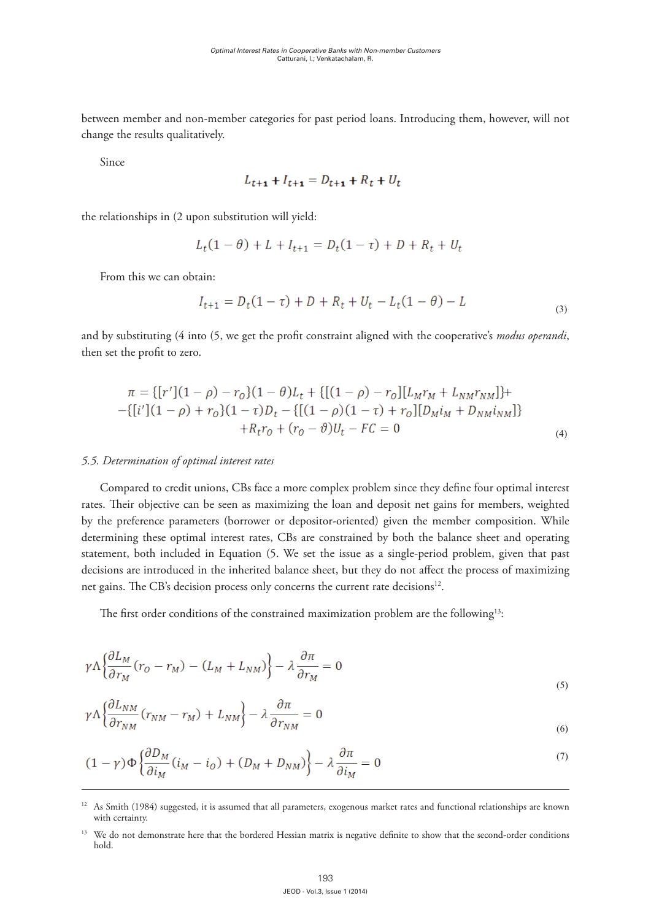between member and non-member categories for past period loans. Introducing them, however, will not change the results qualitatively.

Since

$$L_{t+1} + I_{t+1} = D_{t+1} + R_t + U_t$$

the relationships in (2 upon substitution will yield:

$$L_t(1-\theta) + L + I_{t+1} = D_t(1-\tau) + D + R_t + U_t$$

From this we can obtain:

$$I_{t+1} = D_t(1-\tau) + D + R_t + U_t - L_t(1-\theta) - L \tag{3}$$

and by substituting (4 into (5, we get the profit constraint aligned with the cooperative's *modus operandi*, then set the profit to zero.

$$\begin{aligned} \pi = \{[r'](1-\rho) - r_O\}(1-\theta)L_t + \{[(1-\rho) - r_O][L_M r_M + L_{NM} r_{NM}]\} + \\ -\{[i'](1-\rho) + r_O\}(1-\tau)D_t - \{[(1-\rho)(1-\tau) + r_O][D_M i_M + D_{NM} i_{NM}]\} \\ + R_t r_O + (r_O - \vartheta)U_t - FC = 0 \end{aligned} \tag{4}$$

### *5.5. Determination of optimal interest rates*

Compared to credit unions, CBs face a more complex problem since they define four optimal interest rates. Their objective can be seen as maximizing the loan and deposit net gains for members, weighted by the preference parameters (borrower or depositor-oriented) given the member composition. While determining these optimal interest rates, CBs are constrained by both the balance sheet and operating statement, both included in Equation (5. We set the issue as a single-period problem, given that past decisions are introduced in the inherited balance sheet, but they do not affect the process of maximizing net gains. The CB's decision process only concerns the current rate decisions[12].

The first order conditions of the constrained maximization problem are the following[13]:

$$\gamma\Lambda\left\{\frac{\partial L_M}{\partial r_M}(r_O - r_M) - (L_M + L_{NM})\right\} - \lambda\frac{\partial \pi}{\partial r_M} = 0 \tag{5}$$

$$\gamma\Lambda\left\{\frac{\partial L_{NM}}{\partial r_{NM}}(r_{NM} - r_M) + L_{NM}\right\} - \lambda\frac{\partial \pi}{\partial r_{NM}} = 0 \tag{6}$$

$$(1-\gamma)\Phi\left\{\frac{\partial D_M}{\partial i_M}(i_M - i_O) + (D_M + D_{NM})\right\} - \lambda\frac{\partial \pi}{\partial i_M} = 0 \tag{7}$$

---

[12] As Smith (1984) suggested, it is assumed that all parameters, exogenous market rates and functional relationships are known with certainty.

[13] We do not demonstrate here that the bordered Hessian matrix is negative definite to show that the second-order conditions hold.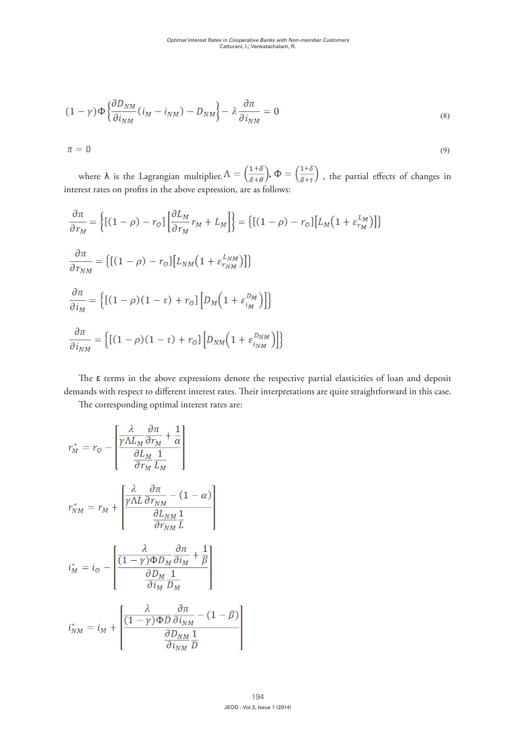$$(1-\gamma)\Phi\left\{\frac{\partial D_{NM}}{\partial i_{NM}}(i_M - i_{NM}) - D_{NM}\right\} - \lambda\frac{\partial \pi}{\partial i_{NM}} = 0 \tag{8}$$

$$\pi = 0 \tag{9}$$

where λ is the Lagrangian multiplier. $\Lambda = \left(\frac{1+\delta}{\delta+\theta}\right)$, $\Phi = \left(\frac{1+\delta}{\delta+\tau}\right)$ , the partial effects of changes in interest rates on profits in the above expression, are as follows:

$$\frac{\partial \pi}{\partial r_M} = \left\{[(1-\rho) - r_O]\left[\frac{\partial L_M}{\partial r_M} r_M + L_M\right]\right\} = \{[(1-\rho) - r_O][L_M(1+\varepsilon_{r_M}^{L_M})]\}$$

$$\frac{\partial \pi}{\partial r_{NM}} = \{[(1-\rho) - r_O][L_{NM}(1+\varepsilon_{r_{NM}}^{L_{NM}})]\}$$

$$\frac{\partial \pi}{\partial i_M} = \left\{[(1-\rho)(1-\tau) + r_O]\left[D_M\left(1+\varepsilon_{i_M}^{D_M}\right)\right]\right\}$$

$$\frac{\partial \pi}{\partial i_{NM}} = \left\{[(1-\rho)(1-\tau) + r_O]\left[D_{NM}\left(1+\varepsilon_{i_{NM}}^{D_{NM}}\right)\right]\right\}$$

The ε terms in the above expressions denote the respective partial elasticities of loan and deposit demands with respect to different interest rates. Their interpretations are quite straightforward in this case.

The corresponding optimal interest rates are:

$$r_M^* = r_O - \left[\frac{\frac{\lambda}{\gamma\Lambda L_M}\frac{\partial \pi}{\partial r_M} + \frac{1}{\alpha}}{\frac{\partial L_M}{\partial r_M}\frac{1}{L_M}}\right]$$

$$r_{NM}^* = r_M + \left[\frac{\frac{\lambda}{\gamma\Lambda L}\frac{\partial \pi}{\partial r_{NM}} - (1-\alpha)}{\frac{\partial L_{NM}}{\partial r_{NM}}\frac{1}{L}}\right]$$

$$i_M^* = i_O - \left[\frac{\frac{\lambda}{(1-\gamma)\Phi D_M}\frac{\partial \pi}{\partial i_M} + \frac{1}{\beta}}{\frac{\partial D_M}{\partial i_M}\frac{1}{D_M}}\right]$$

$$i_{NM}^* = i_M + \left[\frac{\frac{\lambda}{(1-\gamma)\Phi D}\frac{\partial \pi}{\partial i_{NM}} - (1-\beta)}{\frac{\partial D_{NM}}{\partial i_{NM}}\frac{1}{D}}\right]$$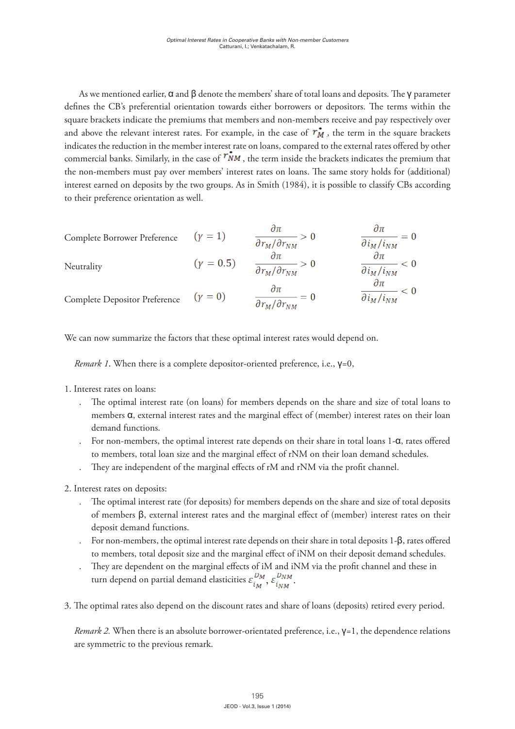As we mentioned earlier, $\alpha$ and $\beta$ denote the members' share of total loans and deposits. The $\gamma$ parameter defines the CB's preferential orientation towards either borrowers or depositors. The terms within the square brackets indicate the premiums that members and non-members receive and pay respectively over and above the relevant interest rates. For example, in the case of $r_M^*$, the term in the square brackets indicates the reduction in the member interest rate on loans, compared to the external rates offered by other commercial banks. Similarly, in the case of $r_{NM}^*$, the term inside the brackets indicates the premium that the non-members must pay over members' interest rates on loans. The same story holds for (additional) interest earned on deposits by the two groups. As in Smith (1984), it is possible to classify CBs according to their preference orientation as well.

| | | | |
|---|---|---|---|
| Complete Borrower Preference | $(\gamma = 1)$ | $\dfrac{\partial \pi}{\partial r_M / \partial r_{NM}} > 0$ | $\dfrac{\partial \pi}{\partial i_M / i_{NM}} = 0$ |
| Neutrality | $(\gamma = 0.5)$ | $\dfrac{\partial \pi}{\partial r_M / \partial r_{NM}} > 0$ | $\dfrac{\partial \pi}{\partial i_M / i_{NM}} < 0$ |
| Complete Depositor Preference | $(\gamma = 0)$ | $\dfrac{\partial \pi}{\partial r_M / \partial r_{NM}} = 0$ | $\dfrac{\partial \pi}{\partial i_M / i_{NM}} < 0$ |

We can now summarize the factors that these optimal interest rates would depend on.

*Remark 1*. When there is a complete depositor-oriented preference, i.e., $\gamma$=0,

1. Interest rates on loans:
   - The optimal interest rate (on loans) for members depends on the share and size of total loans to members $\alpha$, external interest rates and the marginal effect of (member) interest rates on their loan demand functions.
   - For non-members, the optimal interest rate depends on their share in total loans 1-$\alpha$, rates offered to members, total loan size and the marginal effect of rNM on their loan demand schedules.
   - They are independent of the marginal effects of rM and rNM via the profit channel.

2. Interest rates on deposits:
   - The optimal interest rate (for deposits) for members depends on the share and size of total deposits of members $\beta$, external interest rates and the marginal effect of (member) interest rates on their deposit demand functions.
   - For non-members, the optimal interest rate depends on their share in total deposits 1-$\beta$, rates offered to members, total deposit size and the marginal effect of iNM on their deposit demand schedules.
   - They are dependent on the marginal effects of iM and iNM via the profit channel and these in turn depend on partial demand elasticities $\varepsilon_{i_M}^{D_M}$, $\varepsilon_{i_{NM}}^{D_{NM}}$.

3. The optimal rates also depend on the discount rates and share of loans (deposits) retired every period.

*Remark 2.* When there is an absolute borrower-orientated preference, i.e., $\gamma$=1, the dependence relations are symmetric to the previous remark.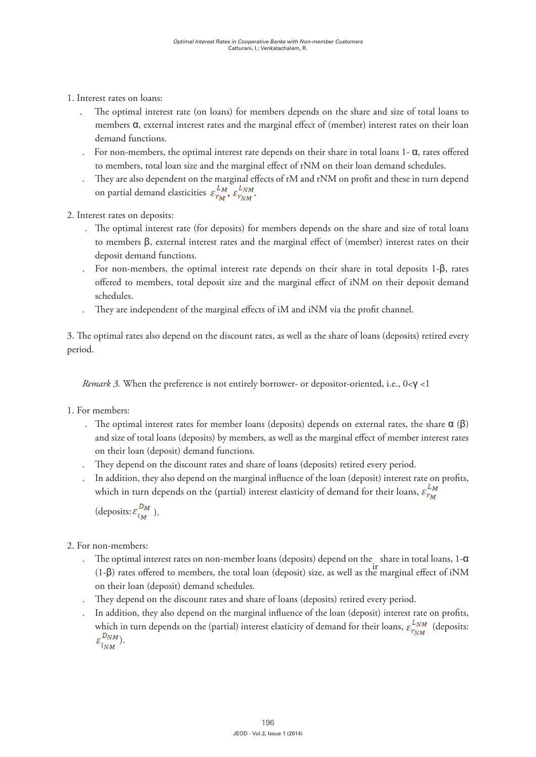1. Interest rates on loans:

   - The optimal interest rate (on loans) for members depends on the share and size of total loans to members α, external interest rates and the marginal effect of (member) interest rates on their loan demand functions.
   - For non-members, the optimal interest rate depends on their share in total loans 1- α, rates offered to members, total loan size and the marginal effect of rNM on their loan demand schedules.
   - They are also dependent on the marginal effects of rM and rNM on profit and these in turn depend on partial demand elasticities $\varepsilon_{r_M}^{L_M}$, $\varepsilon_{r_{NM}}^{L_{NM}}$.

2. Interest rates on deposits:

   - The optimal interest rate (for deposits) for members depends on the share and size of total loans to members β, external interest rates and the marginal effect of (member) interest rates on their deposit demand functions.
   - For non-members, the optimal interest rate depends on their share in total deposits 1-β, rates offered to members, total deposit size and the marginal effect of iNM on their deposit demand schedules.
   - They are independent of the marginal effects of iM and iNM via the profit channel.

3. The optimal rates also depend on the discount rates, as well as the share of loans (deposits) retired every period.

*Remark 3.* When the preference is not entirely borrower- or depositor-oriented, i.e., 0<γ <1

1. For members:

   - The optimal interest rates for member loans (deposits) depends on external rates, the share α (β) and size of total loans (deposits) by members, as well as the marginal effect of member interest rates on their loan (deposit) demand functions.
   - They depend on the discount rates and share of loans (deposits) retired every period.
   - In addition, they also depend on the marginal influence of the loan (deposit) interest rate on profits, which in turn depends on the (partial) interest elasticity of demand for their loans, $\varepsilon_{r_M}^{L_M}$ (deposits: $\varepsilon_{i_M}^{D_M}$ ).

2. For non-members:

   - The optimal interest rates on non-member loans (deposits) depend on their share in total loans, 1-α (1-β) rates offered to members, the total loan (deposit) size, as well as the marginal effect of iNM on their loan (deposit) demand schedules.
   - They depend on the discount rates and share of loans (deposits) retired every period.
   - In addition, they also depend on the marginal influence of the loan (deposit) interest rate on profits, which in turn depends on the (partial) interest elasticity of demand for their loans, $\varepsilon_{r_{NM}}^{L_{NM}}$ (deposits: $\varepsilon_{i_{NM}}^{D_{NM}}$).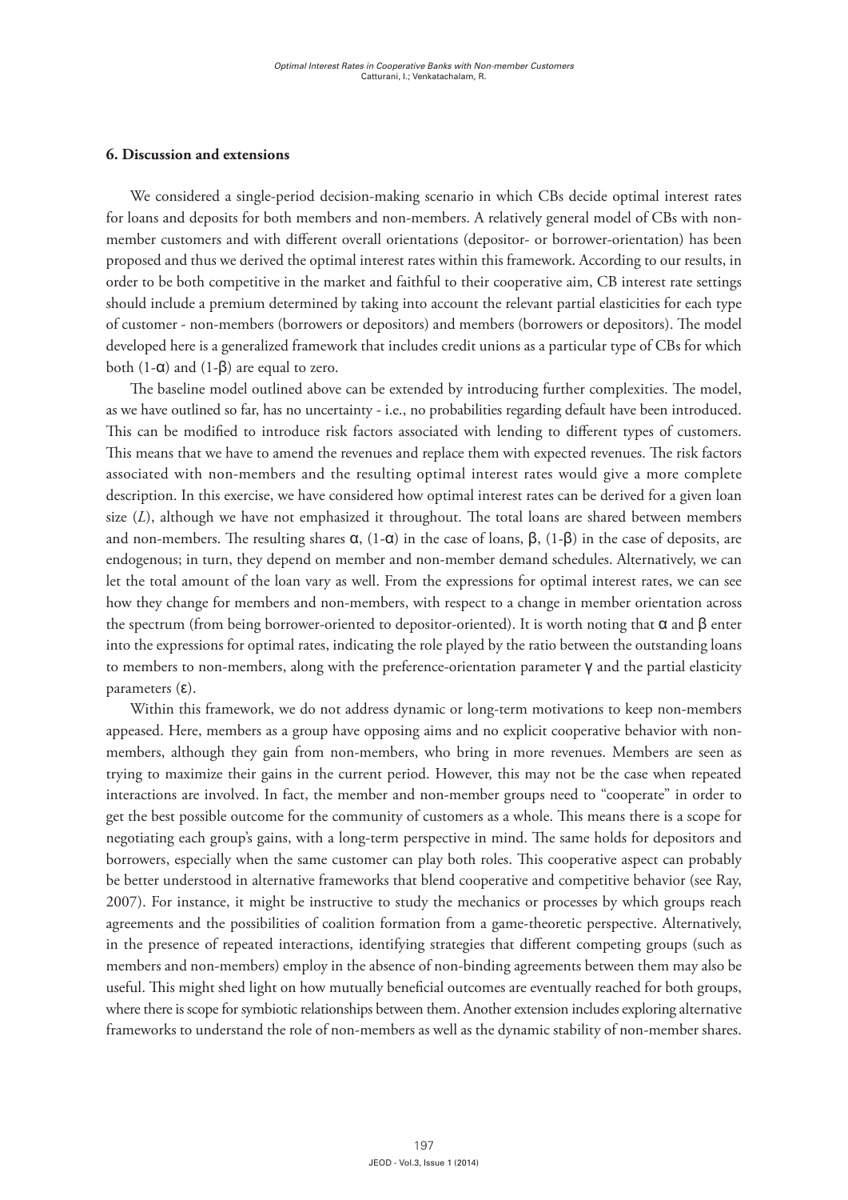### 6. Discussion and extensions

We considered a single-period decision-making scenario in which CBs decide optimal interest rates for loans and deposits for both members and non-members. A relatively general model of CBs with non-member customers and with different overall orientations (depositor- or borrower-orientation) has been proposed and thus we derived the optimal interest rates within this framework. According to our results, in order to be both competitive in the market and faithful to their cooperative aim, CB interest rate settings should include a premium determined by taking into account the relevant partial elasticities for each type of customer - non-members (borrowers or depositors) and members (borrowers or depositors). The model developed here is a generalized framework that includes credit unions as a particular type of CBs for which both $(1-\alpha)$ and $(1-\beta)$ are equal to zero.

The baseline model outlined above can be extended by introducing further complexities. The model, as we have outlined so far, has no uncertainty - i.e., no probabilities regarding default have been introduced. This can be modified to introduce risk factors associated with lending to different types of customers. This means that we have to amend the revenues and replace them with expected revenues. The risk factors associated with non-members and the resulting optimal interest rates would give a more complete description. In this exercise, we have considered how optimal interest rates can be derived for a given loan size ($L$), although we have not emphasized it throughout. The total loans are shared between members and non-members. The resulting shares $\alpha$, $(1-\alpha)$ in the case of loans, $\beta$, $(1-\beta)$ in the case of deposits, are endogenous; in turn, they depend on member and non-member demand schedules. Alternatively, we can let the total amount of the loan vary as well. From the expressions for optimal interest rates, we can see how they change for members and non-members, with respect to a change in member orientation across the spectrum (from being borrower-oriented to depositor-oriented). It is worth noting that $\alpha$ and $\beta$ enter into the expressions for optimal rates, indicating the role played by the ratio between the outstanding loans to members to non-members, along with the preference-orientation parameter $\gamma$ and the partial elasticity parameters ($\varepsilon$).

Within this framework, we do not address dynamic or long-term motivations to keep non-members appeased. Here, members as a group have opposing aims and no explicit cooperative behavior with non-members, although they gain from non-members, who bring in more revenues. Members are seen as trying to maximize their gains in the current period. However, this may not be the case when repeated interactions are involved. In fact, the member and non-member groups need to "cooperate" in order to get the best possible outcome for the community of customers as a whole. This means there is a scope for negotiating each group's gains, with a long-term perspective in mind. The same holds for depositors and borrowers, especially when the same customer can play both roles. This cooperative aspect can probably be better understood in alternative frameworks that blend cooperative and competitive behavior (see Ray, 2007). For instance, it might be instructive to study the mechanics or processes by which groups reach agreements and the possibilities of coalition formation from a game-theoretic perspective. Alternatively, in the presence of repeated interactions, identifying strategies that different competing groups (such as members and non-members) employ in the absence of non-binding agreements between them may also be useful. This might shed light on how mutually beneficial outcomes are eventually reached for both groups, where there is scope for symbiotic relationships between them. Another extension includes exploring alternative frameworks to understand the role of non-members as well as the dynamic stability of non-member shares.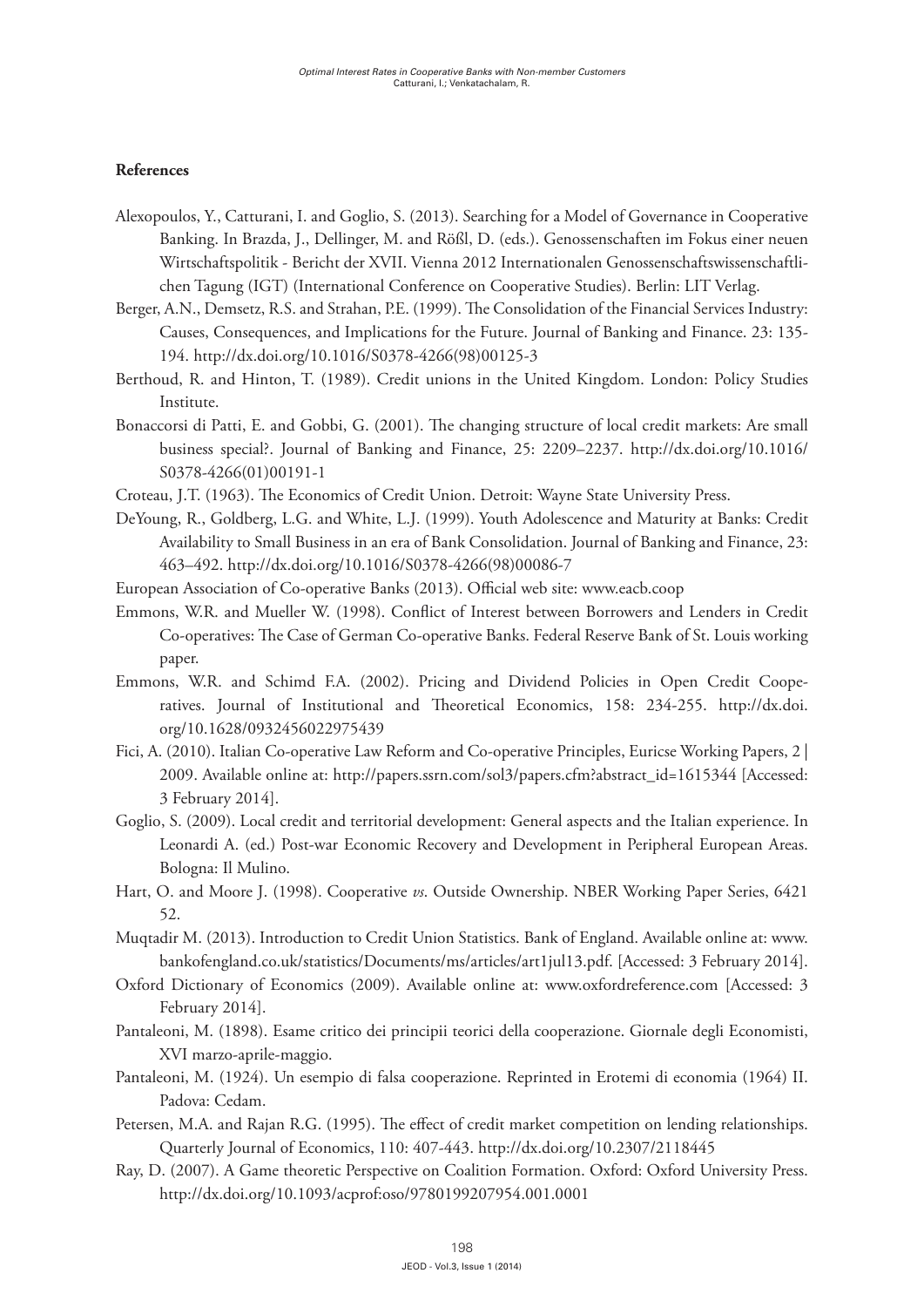## References

Alexopoulos, Y., Catturani, I. and Goglio, S. (2013). Searching for a Model of Governance in Cooperative Banking. In Brazda, J., Dellinger, M. and Rößl, D. (eds.). Genossenschaften im Fokus einer neuen Wirtschaftspolitik - Bericht der XVII. Vienna 2012 Internationalen Genossenschaftswissenschaftlichen Tagung (IGT) (International Conference on Cooperative Studies). Berlin: LIT Verlag.

Berger, A.N., Demsetz, R.S. and Strahan, P.E. (1999). The Consolidation of the Financial Services Industry: Causes, Consequences, and Implications for the Future. Journal of Banking and Finance. 23: 135-194. http://dx.doi.org/10.1016/S0378-4266(98)00125-3

Berthoud, R. and Hinton, T. (1989). Credit unions in the United Kingdom. London: Policy Studies Institute.

Bonaccorsi di Patti, E. and Gobbi, G. (2001). The changing structure of local credit markets: Are small business special?. Journal of Banking and Finance, 25: 2209–2237. http://dx.doi.org/10.1016/S0378-4266(01)00191-1

Croteau, J.T. (1963). The Economics of Credit Union. Detroit: Wayne State University Press.

DeYoung, R., Goldberg, L.G. and White, L.J. (1999). Youth Adolescence and Maturity at Banks: Credit Availability to Small Business in an era of Bank Consolidation. Journal of Banking and Finance, 23: 463–492. http://dx.doi.org/10.1016/S0378-4266(98)00086-7

European Association of Co-operative Banks (2013). Official web site: www.eacb.coop

Emmons, W.R. and Mueller W. (1998). Conflict of Interest between Borrowers and Lenders in Credit Co-operatives: The Case of German Co-operative Banks. Federal Reserve Bank of St. Louis working paper.

Emmons, W.R. and Schimd F.A. (2002). Pricing and Dividend Policies in Open Credit Cooperatives. Journal of Institutional and Theoretical Economics, 158: 234-255. http://dx.doi.org/10.1628/0932456022975439

Fici, A. (2010). Italian Co-operative Law Reform and Co-operative Principles, Euricse Working Papers, 2 | 2009. Available online at: http://papers.ssrn.com/sol3/papers.cfm?abstract_id=1615344 [Accessed: 3 February 2014].

Goglio, S. (2009). Local credit and territorial development: General aspects and the Italian experience. In Leonardi A. (ed.) Post-war Economic Recovery and Development in Peripheral European Areas. Bologna: Il Mulino.

Hart, O. and Moore J. (1998). Cooperative *vs*. Outside Ownership. NBER Working Paper Series, 6421 52.

Muqtadir M. (2013). Introduction to Credit Union Statistics. Bank of England. Available online at: www.bankofengland.co.uk/statistics/Documents/ms/articles/art1jul13.pdf. [Accessed: 3 February 2014].

Oxford Dictionary of Economics (2009). Available online at: www.oxfordreference.com [Accessed: 3 February 2014].

Pantaleoni, M. (1898). Esame critico dei principii teorici della cooperazione. Giornale degli Economisti, XVI marzo-aprile-maggio.

Pantaleoni, M. (1924). Un esempio di falsa cooperazione. Reprinted in Erotemi di economia (1964) II. Padova: Cedam.

Petersen, M.A. and Rajan R.G. (1995). The effect of credit market competition on lending relationships. Quarterly Journal of Economics, 110: 407-443. http://dx.doi.org/10.2307/2118445

Ray, D. (2007). A Game theoretic Perspective on Coalition Formation. Oxford: Oxford University Press. http://dx.doi.org/10.1093/acprof:oso/9780199207954.001.0001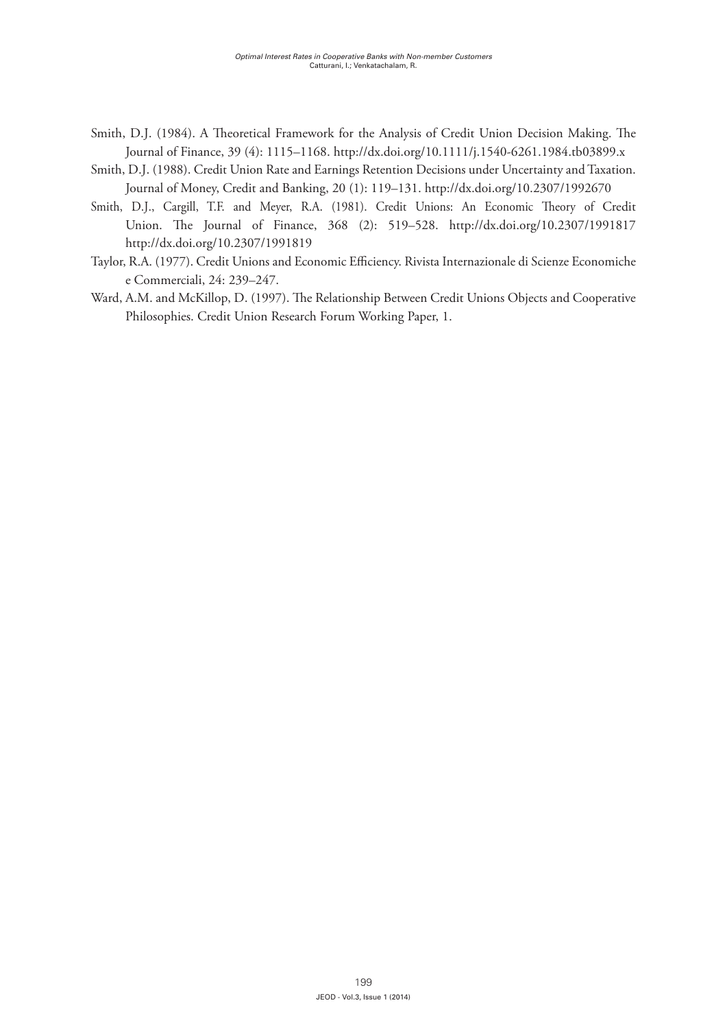Smith, D.J. (1984). A Theoretical Framework for the Analysis of Credit Union Decision Making. The Journal of Finance, 39 (4): 1115–1168. http://dx.doi.org/10.1111/j.1540-6261.1984.tb03899.x

Smith, D.J. (1988). Credit Union Rate and Earnings Retention Decisions under Uncertainty and Taxation. Journal of Money, Credit and Banking, 20 (1): 119–131. http://dx.doi.org/10.2307/1992670

Smith, D.J., Cargill, T.F. and Meyer, R.A. (1981). Credit Unions: An Economic Theory of Credit Union. The Journal of Finance, 368 (2): 519–528. http://dx.doi.org/10.2307/1991817 http://dx.doi.org/10.2307/1991819

Taylor, R.A. (1977). Credit Unions and Economic Efficiency. Rivista Internazionale di Scienze Economiche e Commerciali, 24: 239–247.

Ward, A.M. and McKillop, D. (1997). The Relationship Between Credit Unions Objects and Cooperative Philosophies. Credit Union Research Forum Working Paper, 1.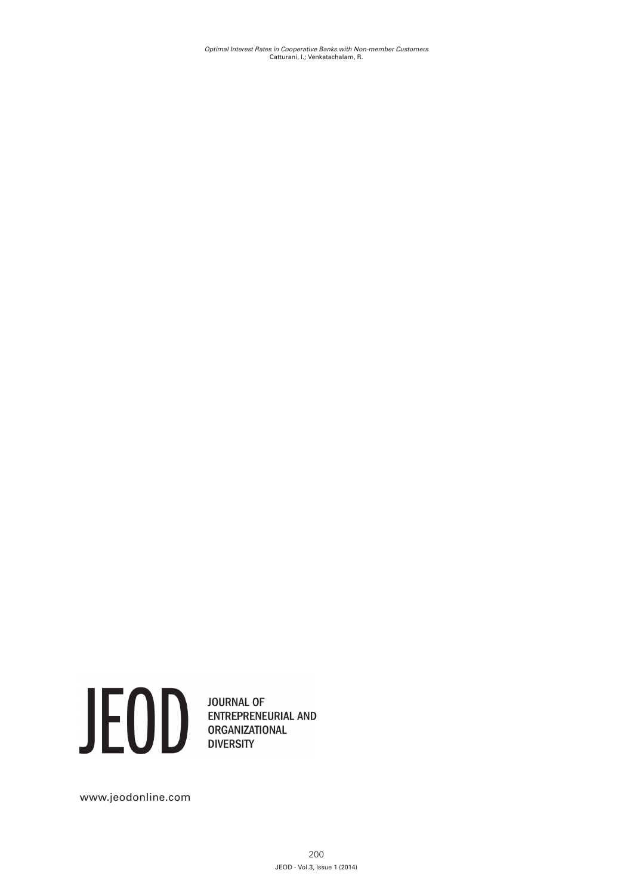JEOD

JOURNAL OF ENTREPRENEURIAL AND ORGANIZATIONAL DIVERSITY

www.jeodonline.com